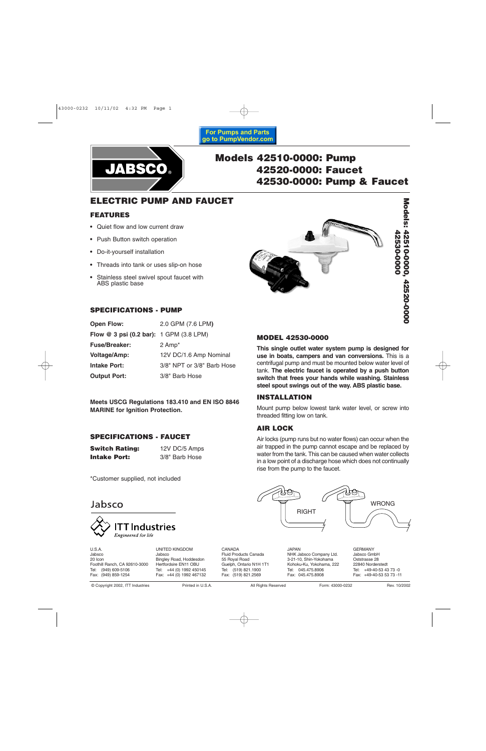For Pumps and Parts go to PumpVendor.com

JABSCO®

# Models 42510-0000: Pump 42520-0000: Faucet 42530-0000: Pump & Faucet

## ELECTRIC PUMP AND FAUCET

### FEATURES

- Quiet flow and low current draw
- Push Button switch operation
- Do-it-yourself installation
- Threads into tank or uses slip-on hose
- Stainless steel swivel spout faucet with ABS plastic base

### SPECIFICATIONS - PUMP

| | |
|---|---|
| **Open Flow:** | 2.0 GPM (7.6 LPM) |
| **Flow @ 3 psi (0.2 bar):** | 1 GPM (3.8 LPM) |
| **Fuse/Breaker:** | 2 Amp* |
| **Voltage/Amp:** | 12V DC/1.6 Amp Nominal |
| **Intake Port:** | 3/8" NPT or 3/8" Barb Hose |
| **Output Port:** | 3/8" Barb Hose |

**Meets USCG Regulations 183.410 and EN ISO 8846 MARINE for Ignition Protection.**

### SPECIFICATIONS - FAUCET

| | |
|---|---|
| **Switch Rating:** | 12V DC/5 Amps |
| **Intake Port:** | 3/8" Barb Hose |

*Customer supplied, not included

Models: 42510-0000, 42520-0000 42530-0000

### MODEL 42530-0000

**This single outlet water system pump is designed for use in boats, campers and van conversions.** This is a centrifugal pump and must be mounted below water level of tank. **The electric faucet is operated by a push button switch that frees your hands while washing. Stainless steel spout swings out of the way. ABS plastic base.**

### INSTALLATION

Mount pump below lowest tank water level, or screw into threaded fitting low on tank.

### AIR LOCK

Air locks (pump runs but no water flows) can occur when the air trapped in the pump cannot escape and be replaced by water from the tank. This can be caused when water collects in a low point of a discharge hose which does not continually rise from the pump to the faucet.

RIGHT WRONG

Jabsco

ITT Industries
*Engineered for life*

U.S.A.
Jabsco
20 Icon
Foothill Ranch, CA 92610-3000
Tel: (949) 609-5106
Fax: (949) 859-1254

UNITED KINGDOM
Jabsco
Bingley Road, Hoddesdon
Hertfordsire EN11 OBU
Tel: +44 (0) 1992 450145
Fax: +44 (0) 1992 467132

CANADA
Fluid Products Canada
55 Royal Road
Guelph, Ontario N1H 1T1
Tel: (519) 821.1900
Fax: (519) 821.2569

JAPAN
NHK Jabsco Company Ltd.
3-21-10, Shin-Yokohama
Kohoku-Ku, Yokohama, 222
Tel: 045.475.8906
Fax: 045.475.8908

GERMANY
Jabsco GmbH
Oststrasse 28
22840 Norderstedt
Tel: +49-40-53 43 73 -0
Fax: +49-40-53 53 73 -11

© Copyright 2002, ITT Industries Printed in U.S.A. All Rights Reserved Form: 43000-0232 Rev. 10/2002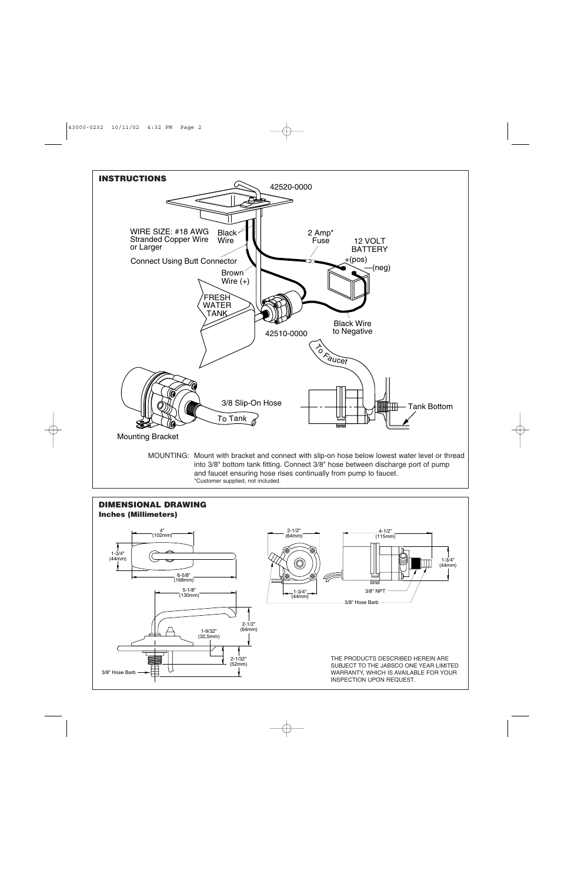## INSTRUCTIONS

42520-0000

WIRE SIZE: #18 AWG Stranded Copper Wire or Larger

Black Wire

2 Amp* Fuse

12 VOLT BATTERY

+(pos)

(neg)

Connect Using Butt Connector

Brown Wire (+)

FRESH WATER TANK

Black Wire to Negative

42510-0000

To Faucet

3/8 Slip-On Hose

To Tank

Tank Bottom

Mounting Bracket

MOUNTING: Mount with bracket and connect with slip-on hose below lowest water level or thread into 3/8" bottom tank fitting. Connect 3/8" hose between discharge port of pump and faucet ensuring hose rises continually from pump to faucet.

*Customer supplied, not included.

## DIMENSIONAL DRAWING

**Inches (Millimeters)**

4" (102mm)

1-3/4" (44mm)

6-5/8" (168mm)

5-1/8" (130mm)

2-1/2" (64mm)

1-9/32" (32,5mm)

2-1/32" (52mm)

3/8" Hose Barb

2-1/2" (64mm)

1-3/4" (44mm)

4-1/2" (115mm)

1-3/4" (44mm)

3/8" NPT

3/8" Hose Barb

THE PRODUCTS DESCRIBED HEREIN ARE SUBJECT TO THE JABSCO ONE YEAR LIMITED WARRANTY, WHICH IS AVAILABLE FOR YOUR INSPECTION UPON REQUEST.